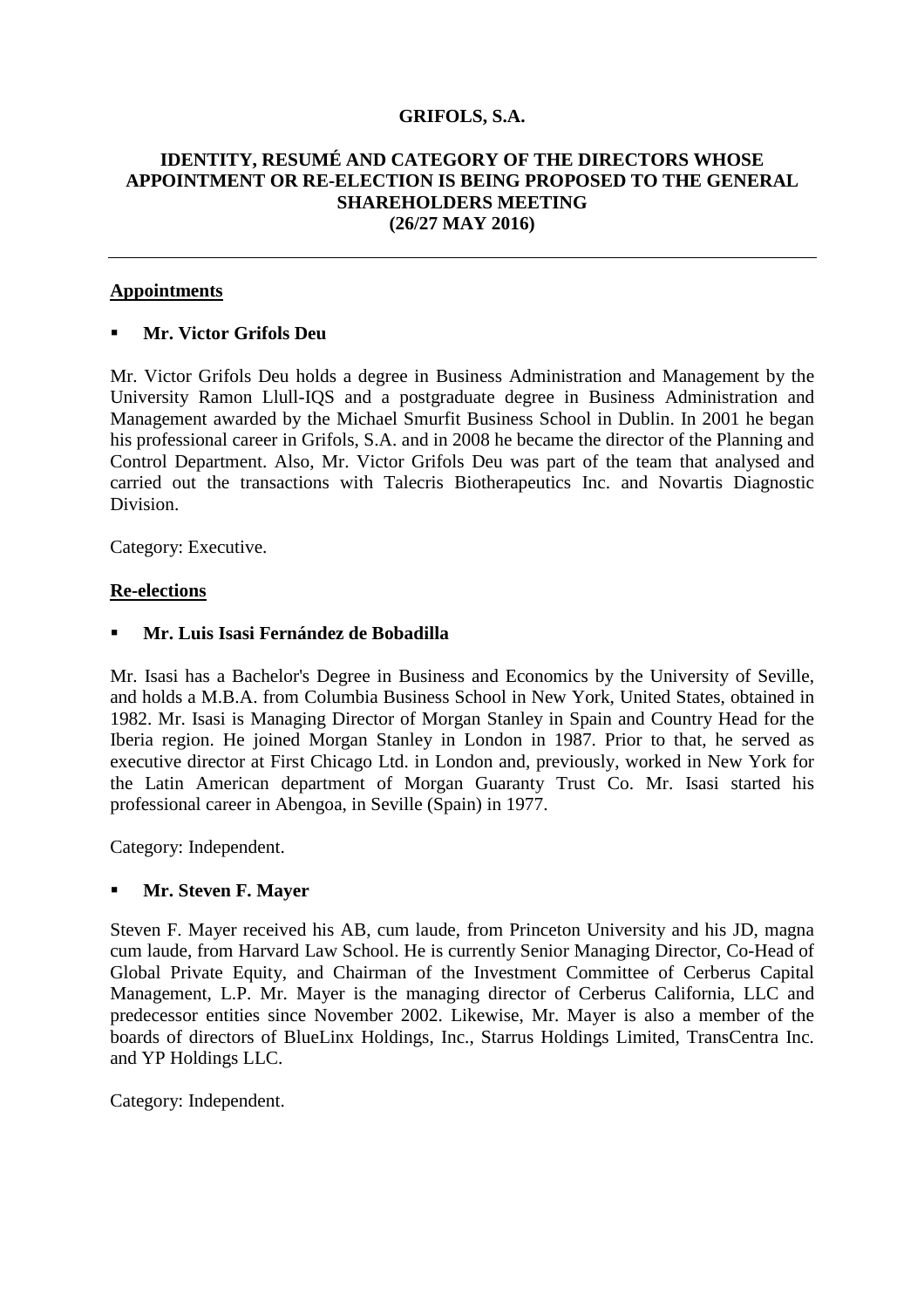# GRIFOLS, S.A.

## IDENTITY, RESUMÉ AND CATEGORY OF THE DIRECTORS WHOSE APPOINTMENT OR RE-ELECTION IS BEING PROPOSED TO THE GENERAL SHAREHOLDERS MEETING (26/27 MAY 2016)

---

### Appointments

- **Mr. Victor Grifols Deu**

Mr. Victor Grifols Deu holds a degree in Business Administration and Management by the University Ramon Llull-IQS and a postgraduate degree in Business Administration and Management awarded by the Michael Smurfit Business School in Dublin. In 2001 he began his professional career in Grifols, S.A. and in 2008 he became the director of the Planning and Control Department. Also, Mr. Victor Grifols Deu was part of the team that analysed and carried out the transactions with Talecris Biotherapeutics Inc. and Novartis Diagnostic Division.

Category: Executive.

### Re-elections

- **Mr. Luis Isasi Fernández de Bobadilla**

Mr. Isasi has a Bachelor's Degree in Business and Economics by the University of Seville, and holds a M.B.A. from Columbia Business School in New York, United States, obtained in 1982. Mr. Isasi is Managing Director of Morgan Stanley in Spain and Country Head for the Iberia region. He joined Morgan Stanley in London in 1987. Prior to that, he served as executive director at First Chicago Ltd. in London and, previously, worked in New York for the Latin American department of Morgan Guaranty Trust Co. Mr. Isasi started his professional career in Abengoa, in Seville (Spain) in 1977.

Category: Independent.

- **Mr. Steven F. Mayer**

Steven F. Mayer received his AB, cum laude, from Princeton University and his JD, magna cum laude, from Harvard Law School. He is currently Senior Managing Director, Co-Head of Global Private Equity, and Chairman of the Investment Committee of Cerberus Capital Management, L.P. Mr. Mayer is the managing director of Cerberus California, LLC and predecessor entities since November 2002. Likewise, Mr. Mayer is also a member of the boards of directors of BlueLinx Holdings, Inc., Starrus Holdings Limited, TransCentra Inc. and YP Holdings LLC.

Category: Independent.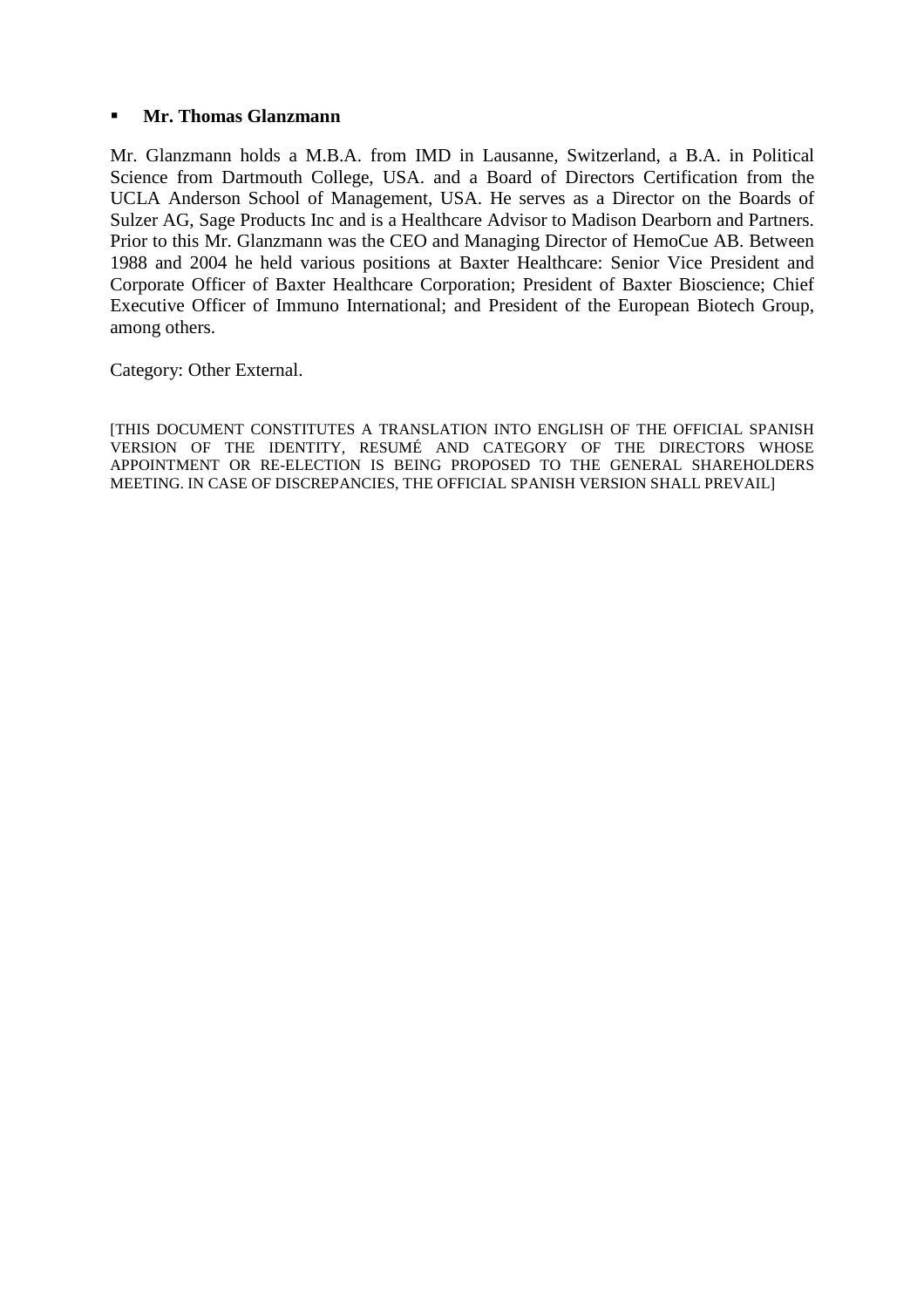- **Mr. Thomas Glanzmann**

Mr. Glanzmann holds a M.B.A. from IMD in Lausanne, Switzerland, a B.A. in Political Science from Dartmouth College, USA. and a Board of Directors Certification from the UCLA Anderson School of Management, USA. He serves as a Director on the Boards of Sulzer AG, Sage Products Inc and is a Healthcare Advisor to Madison Dearborn and Partners. Prior to this Mr. Glanzmann was the CEO and Managing Director of HemoCue AB. Between 1988 and 2004 he held various positions at Baxter Healthcare: Senior Vice President and Corporate Officer of Baxter Healthcare Corporation; President of Baxter Bioscience; Chief Executive Officer of Immuno International; and President of the European Biotech Group, among others.

Category: Other External.

[THIS DOCUMENT CONSTITUTES A TRANSLATION INTO ENGLISH OF THE OFFICIAL SPANISH VERSION OF THE IDENTITY, RESUMÉ AND CATEGORY OF THE DIRECTORS WHOSE APPOINTMENT OR RE-ELECTION IS BEING PROPOSED TO THE GENERAL SHAREHOLDERS MEETING. IN CASE OF DISCREPANCIES, THE OFFICIAL SPANISH VERSION SHALL PREVAIL]